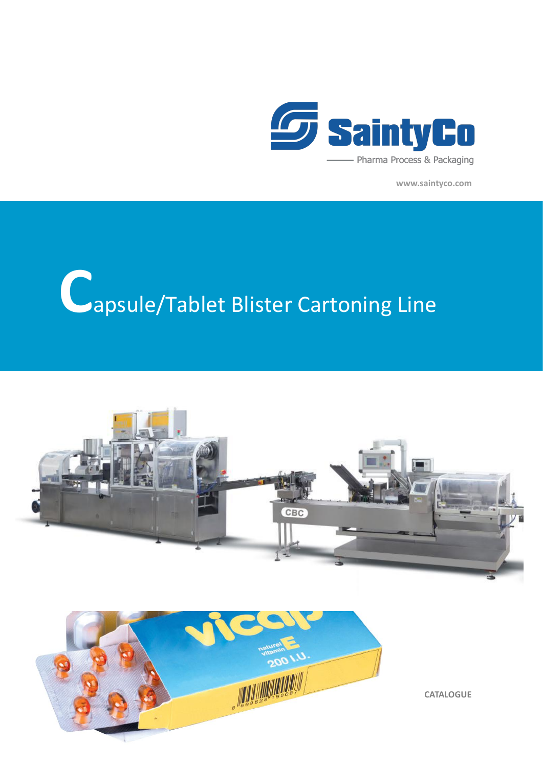SaintyCo

Pharma Process & Packaging

www.saintyco.com

# Capsule/Tablet Blister Cartoning Line

CATALOGUE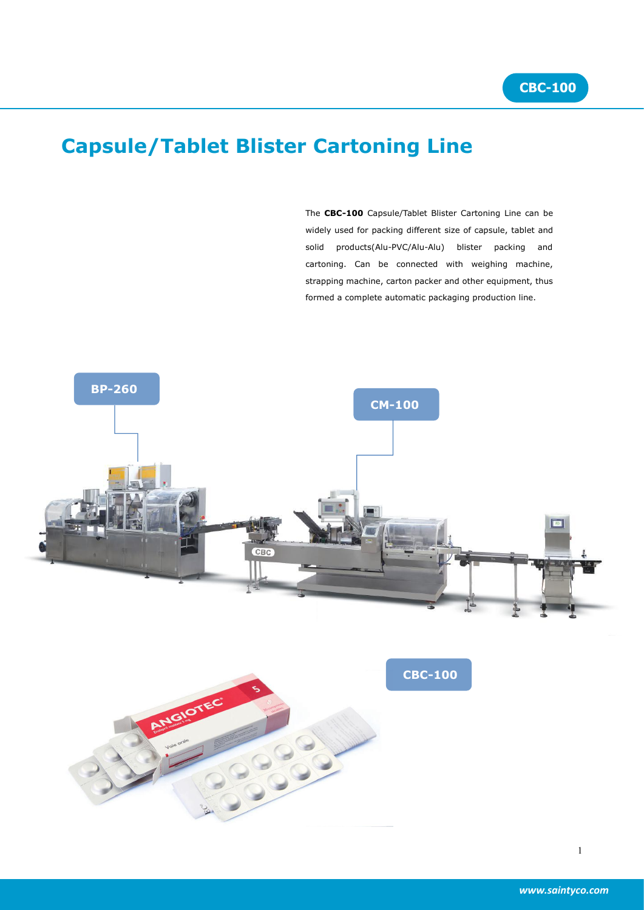CBC-100

# Capsule/Tablet Blister Cartoning Line

The **CBC-100** Capsule/Tablet Blister Cartoning Line can be widely used for packing different size of capsule, tablet and solid products(Alu-PVC/Alu-Alu) blister packing and cartoning. Can be connected with weighing machine, strapping machine, carton packer and other equipment, thus formed a complete automatic packaging production line.

BP-260

CM-100

CBC-100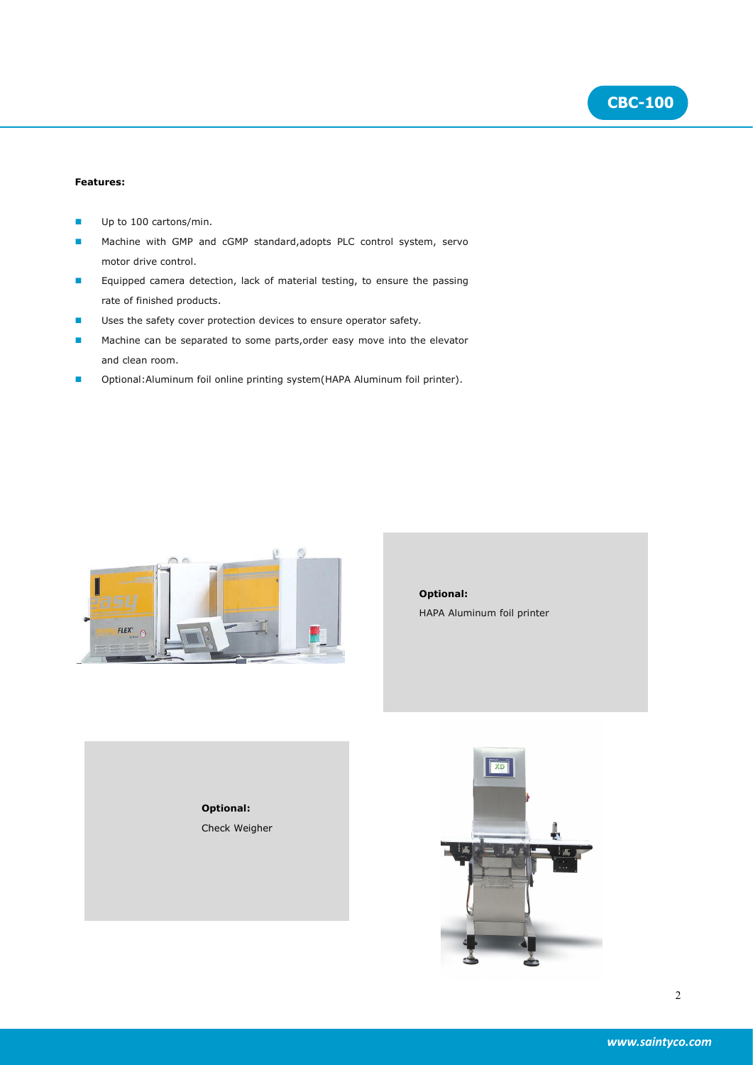## CBC-100

**Features:**

- Up to 100 cartons/min.
- Machine with GMP and cGMP standard,adopts PLC control system, servo motor drive control.
- Equipped camera detection, lack of material testing, to ensure the passing rate of finished products.
- Uses the safety cover protection devices to ensure operator safety.
- Machine can be separated to some parts,order easy move into the elevator and clean room.
- Optional:Aluminum foil online printing system(HAPA Aluminum foil printer).

**Optional:**
HAPA Aluminum foil printer

**Optional:**
Check Weigher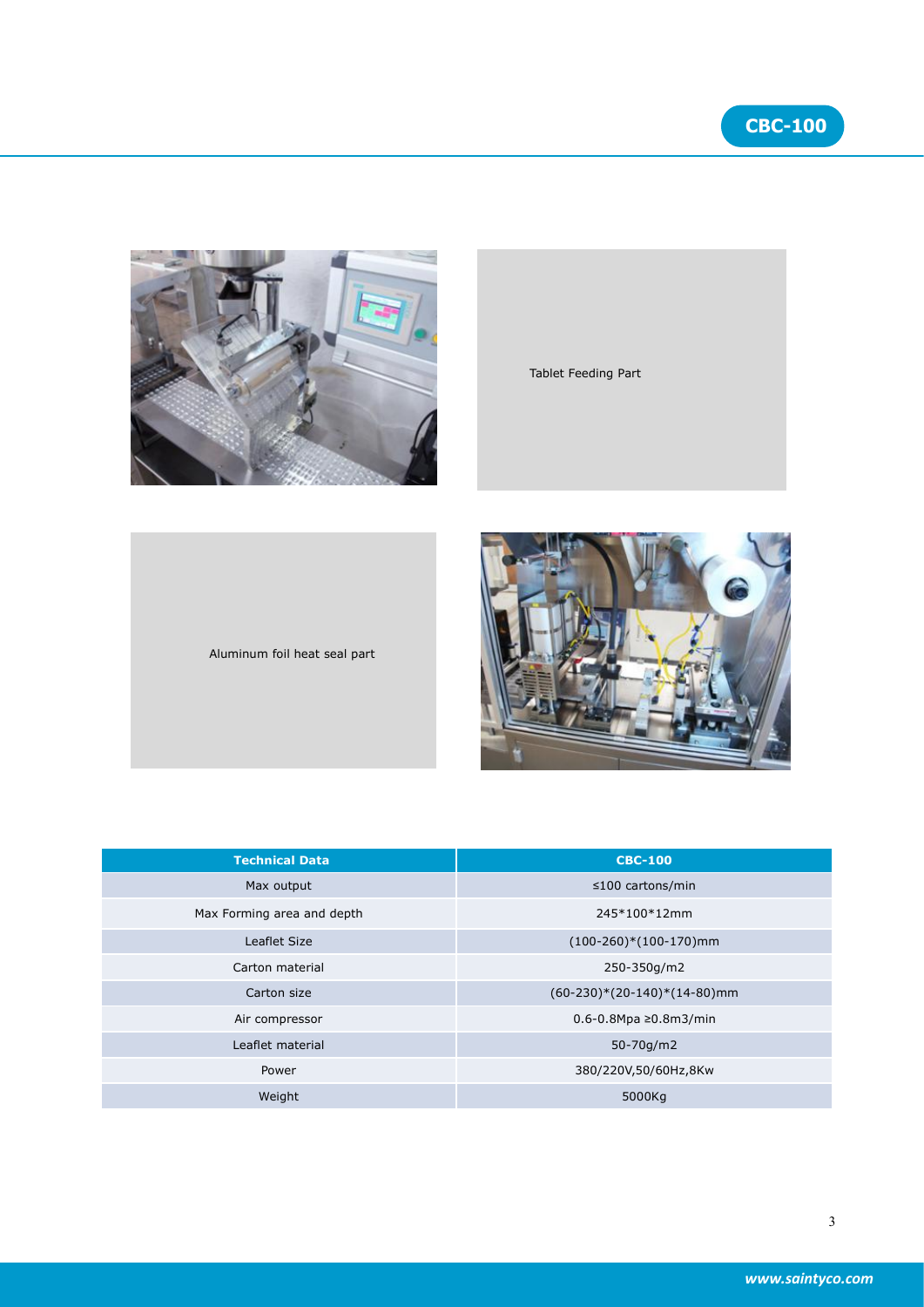Tablet Feeding Part

Aluminum foil heat seal part

| Technical Data | CBC-100 |
|---|---|
| Max output | ≤100 cartons/min |
| Max Forming area and depth | 245*100*12mm |
| Leaflet Size | (100-260)*(100-170)mm |
| Carton material | 250-350g/m2 |
| Carton size | (60-230)*(20-140)*(14-80)mm |
| Air compressor | 0.6-0.8Mpa ≥0.8m3/min |
| Leaflet material | 50-70g/m2 |
| Power | 380/220V,50/60Hz,8Kw |
| Weight | 5000Kg |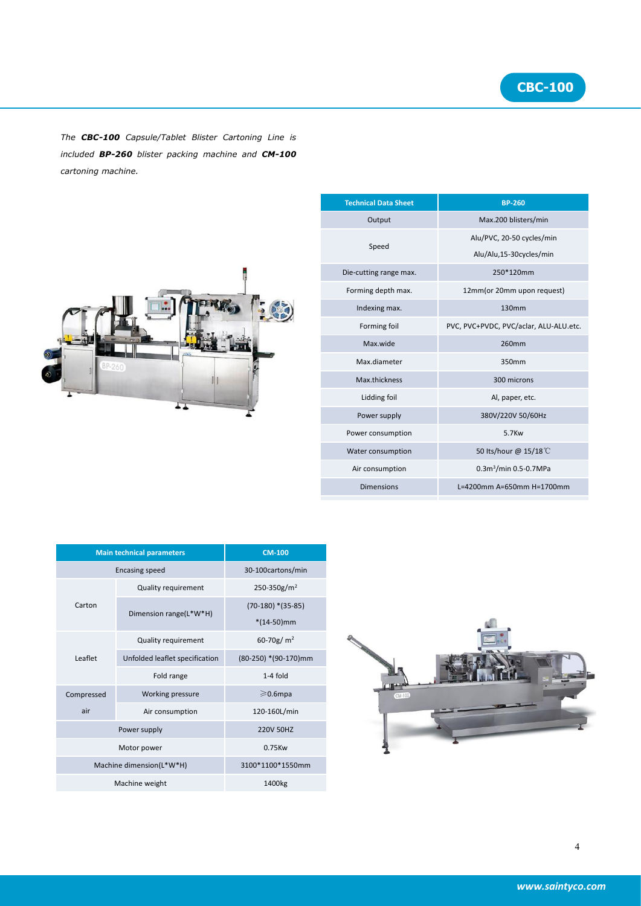# CBC-100

*The **CBC-100** Capsule/Tablet Blister Cartoning Line is included **BP-260** blister packing machine and **CM-100** cartoning machine.*

| Technical Data Sheet | BP-260 |
|---|---|
| Output | Max.200 blisters/min |
| Speed | Alu/PVC, 20-50 cycles/min<br>Alu/Alu,15-30cycles/min |
| Die-cutting range max. | 250*120mm |
| Forming depth max. | 12mm(or 20mm upon request) |
| Indexing max. | 130mm |
| Forming foil | PVC, PVC+PVDC, PVC/aclar, ALU-ALU.etc. |
| Max.wide | 260mm |
| Max.diameter | 350mm |
| Max.thickness | 300 microns |
| Lidding foil | Al, paper, etc. |
| Power supply | 380V/220V 50/60Hz |
| Power consumption | 5.7Kw |
| Water consumption | 50 lts/hour @ 15/18℃ |
| Air consumption | 0.3m³/min 0.5-0.7MPa |
| Dimensions | L=4200mm A=650mm H=1700mm |

| Main technical parameters | | CM-100 |
|---|---|---|
| Encasing speed | | 30-100cartons/min |
| Carton | Quality requirement | 250-350g/m² |
| | Dimension range(L*W*H) | (70-180) *(35-85) *(14-50)mm |
| Leaflet | Quality requirement | 60-70g/ m² |
| | Unfolded leaflet specification | (80-250) *(90-170)mm |
| | Fold range | 1-4 fold |
| Compressed air | Working pressure | ≥0.6mpa |
| | Air consumption | 120-160L/min |
| Power supply | | 220V 50HZ |
| Motor power | | 0.75Kw |
| Machine dimension(L*W*H) | | 3100*1100*1550mm |
| Machine weight | | 1400kg |

*www.saintyco.com*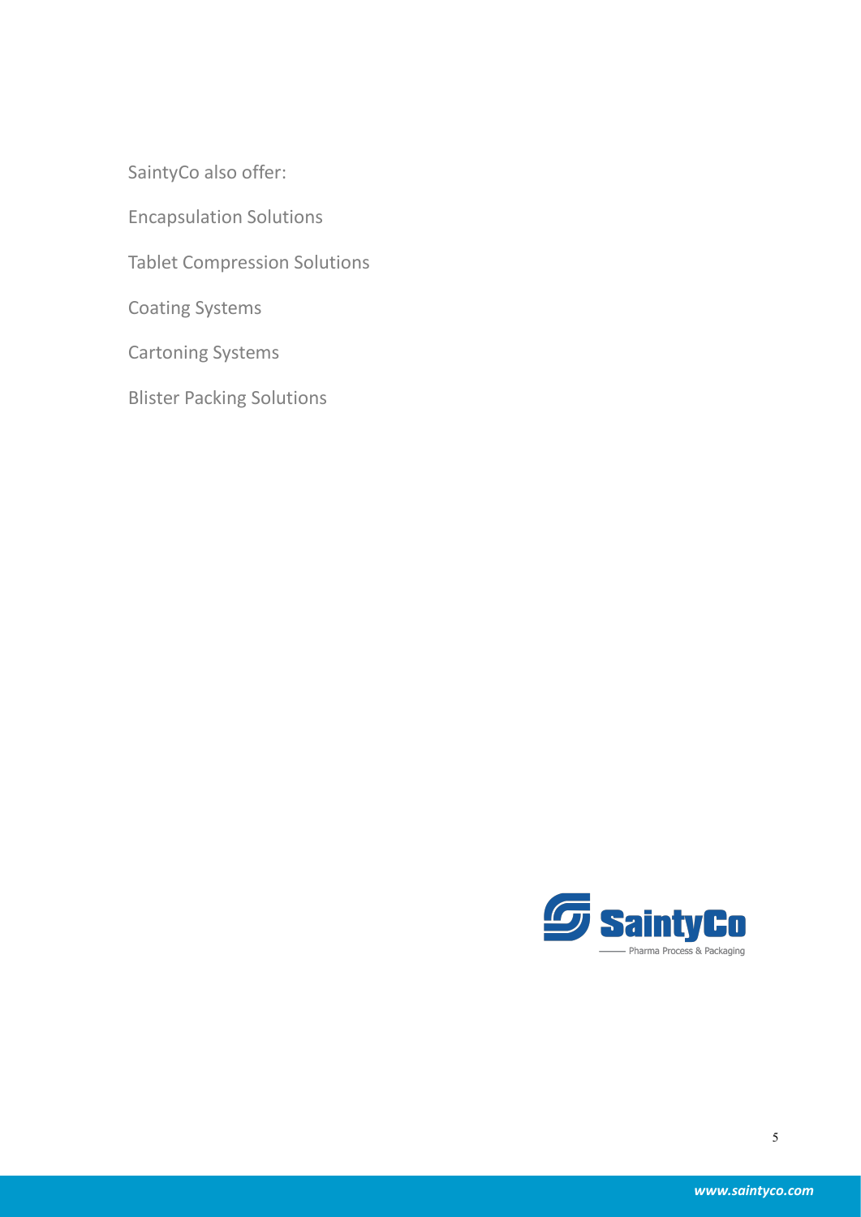SaintyCo also offer:

Encapsulation Solutions

Tablet Compression Solutions

Coating Systems

Cartoning Systems

Blister Packing Solutions

SaintyCo

Pharma Process & Packaging

www.saintyco.com